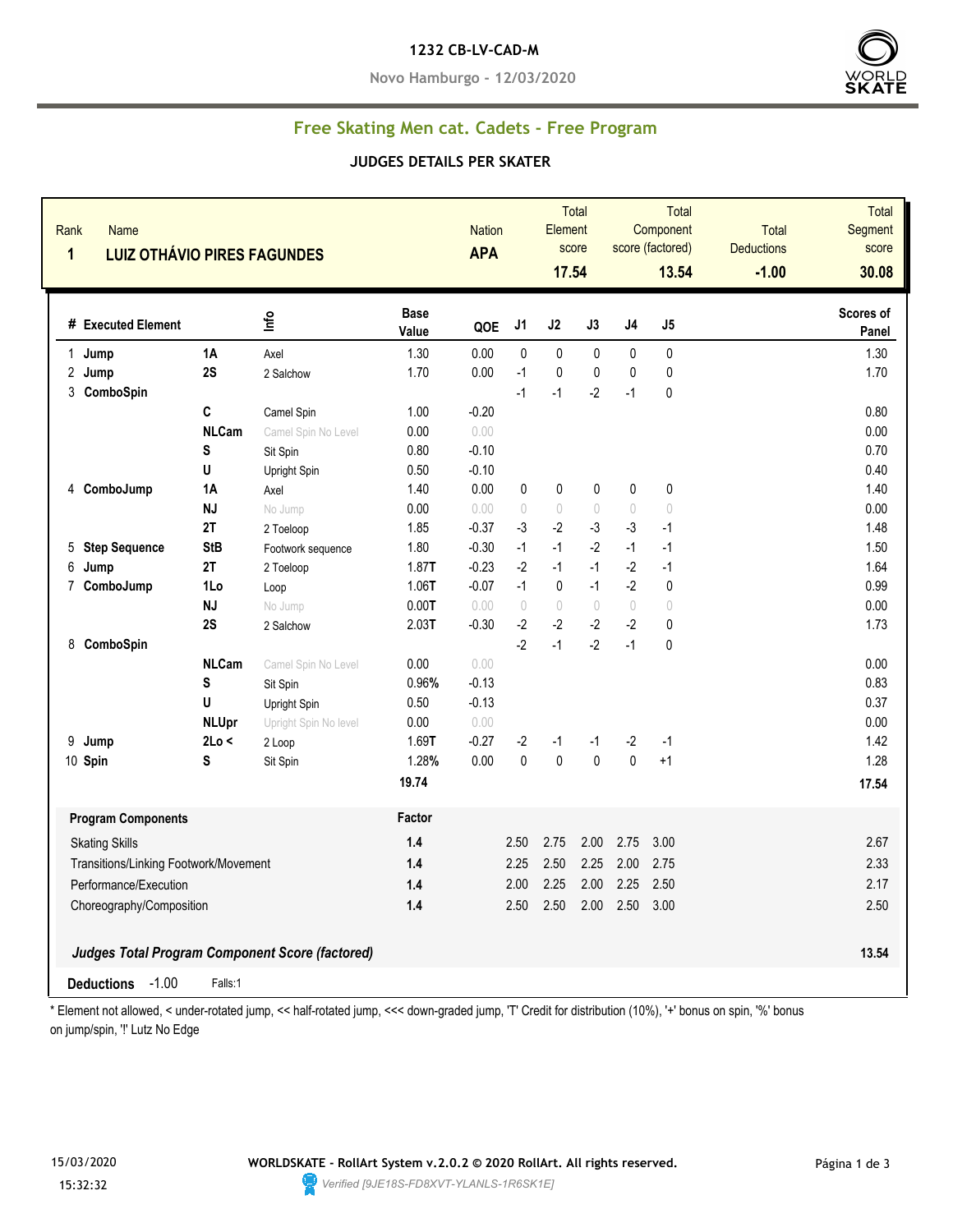**1232 CB-LV-CAD-M**

**Novo Hamburgo - 12/03/2020**

## Free Skating Men cat. Cadets - Free Program

### JUDGES DETAILS PER SKATER

| Rank | Name | Nation | Total Element score | Total Component score (factored) | Total Deductions | Total Segment score |
|---|---|---|---|---|---|---|
| 1 | LUIZ OTHÁVIO PIRES FAGUNDES | APA | 17.54 | 13.54 | -1.00 | 30.08 |

| # | Executed Element | | Info | Base Value | QOE | J1 | J2 | J3 | J4 | J5 | Scores of Panel |
|---|---|---|---|---|---|---|---|---|---|---|---|
| 1 | Jump | 1A | Axel | 1.30 | 0.00 | 0 | 0 | 0 | 0 | 0 | 1.30 |
| 2 | Jump | 2S | 2 Salchow | 1.70 | 0.00 | -1 | 0 | 0 | 0 | 0 | 1.70 |
| 3 | ComboSpin | | | | | -1 | -1 | -2 | -1 | 0 | |
| | | C | Camel Spin | 1.00 | -0.20 | | | | | | 0.80 |
| | | NLCam | Camel Spin No Level | 0.00 | 0.00 | | | | | | 0.00 |
| | | S | Sit Spin | 0.80 | -0.10 | | | | | | 0.70 |
| | | U | Upright Spin | 0.50 | -0.10 | | | | | | 0.40 |
| 4 | ComboJump | 1A | Axel | 1.40 | 0.00 | 0 | 0 | 0 | 0 | 0 | 1.40 |
| | | NJ | No Jump | 0.00 | 0.00 | 0 | 0 | 0 | 0 | 0 | 0.00 |
| | | 2T | 2 Toeloop | 1.85 | -0.37 | -3 | -2 | -3 | -3 | -1 | 1.48 |
| 5 | Step Sequence | StB | Footwork sequence | 1.80 | -0.30 | -1 | -1 | -2 | -1 | -1 | 1.50 |
| 6 | Jump | 2T | 2 Toeloop | 1.87T | -0.23 | -2 | -1 | -1 | -2 | -1 | 1.64 |
| 7 | ComboJump | 1Lo | Loop | 1.06T | -0.07 | -1 | 0 | -1 | -2 | 0 | 0.99 |
| | | NJ | No Jump | 0.00T | 0.00 | 0 | 0 | 0 | 0 | 0 | 0.00 |
| | | 2S | 2 Salchow | 2.03T | -0.30 | -2 | -2 | -2 | -2 | 0 | 1.73 |
| 8 | ComboSpin | | | | | -2 | -1 | -2 | -1 | 0 | |
| | | NLCam | Camel Spin No Level | 0.00 | 0.00 | | | | | | 0.00 |
| | | S | Sit Spin | 0.96% | -0.13 | | | | | | 0.83 |
| | | U | Upright Spin | 0.50 | -0.13 | | | | | | 0.37 |
| | | NLUpr | Upright Spin No level | 0.00 | 0.00 | | | | | | 0.00 |
| 9 | Jump | 2Lo < | 2 Loop | 1.69T | -0.27 | -2 | -1 | -1 | -2 | -1 | 1.42 |
| 10 | Spin | S | Sit Spin | 1.28% | 0.00 | 0 | 0 | 0 | 0 | +1 | 1.28 |
| | | | | 19.74 | | | | | | | 17.54 |

| Program Components | Factor | J1 | J2 | J3 | J4 | J5 | Scores of Panel |
|---|---|---|---|---|---|---|---|
| Skating Skills | 1.4 | 2.50 | 2.75 | 2.00 | 2.75 | 3.00 | 2.67 |
| Transitions/Linking Footwork/Movement | 1.4 | 2.25 | 2.50 | 2.25 | 2.00 | 2.75 | 2.33 |
| Performance/Execution | 1.4 | 2.00 | 2.25 | 2.00 | 2.25 | 2.50 | 2.17 |
| Choreography/Composition | 1.4 | 2.50 | 2.50 | 2.00 | 2.50 | 3.00 | 2.50 |

***Judges Total Program Component Score (factored)*** **13.54**

**Deductions** -1.00 Falls:1

\* Element not allowed, < under-rotated jump, << half-rotated jump, <<< down-graded jump, 'T' Credit for distribution (10%), '+' bonus on spin, '%' bonus on jump/spin, '!' Lutz No Edge

15/03/2020 15:32:32

**WORLDSKATE - RollArt System v.2.0.2 © 2020 RollArt. All rights reserved.**

Verified [9JE18S-FD8XVT-YLANLS-1R6SK1E]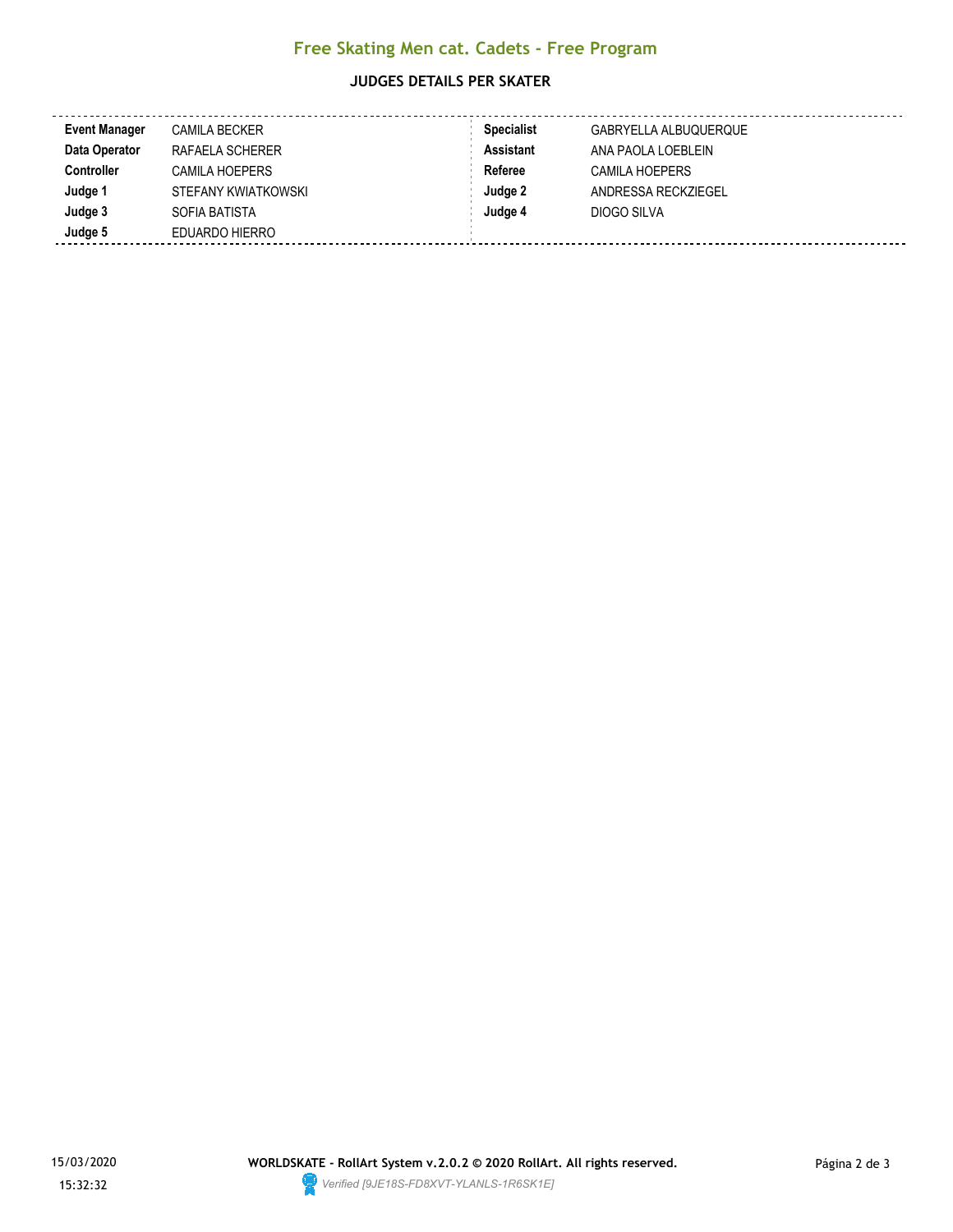## Free Skating Men cat. Cadets - Free Program

### JUDGES DETAILS PER SKATER

| | | | |
|---|---|---|---|
| **Event Manager** | CAMILA BECKER | **Specialist** | GABRYELLA ALBUQUERQUE |
| **Data Operator** | RAFAELA SCHERER | **Assistant** | ANA PAOLA LOEBLEIN |
| **Controller** | CAMILA HOEPERS | **Referee** | CAMILA HOEPERS |
| **Judge 1** | STEFANY KWIATKOWSKI | **Judge 2** | ANDRESSA RECKZIEGEL |
| **Judge 3** | SOFIA BATISTA | **Judge 4** | DIOGO SILVA |
| **Judge 5** | EDUARDO HIERRO | | |

15/03/2020

15:32:32

**WORLDSKATE - RollArt System v.2.0.2 © 2020 RollArt. All rights reserved.**

*Verified [9JE18S-FD8XVT-YLANLS-1R6SK1E]*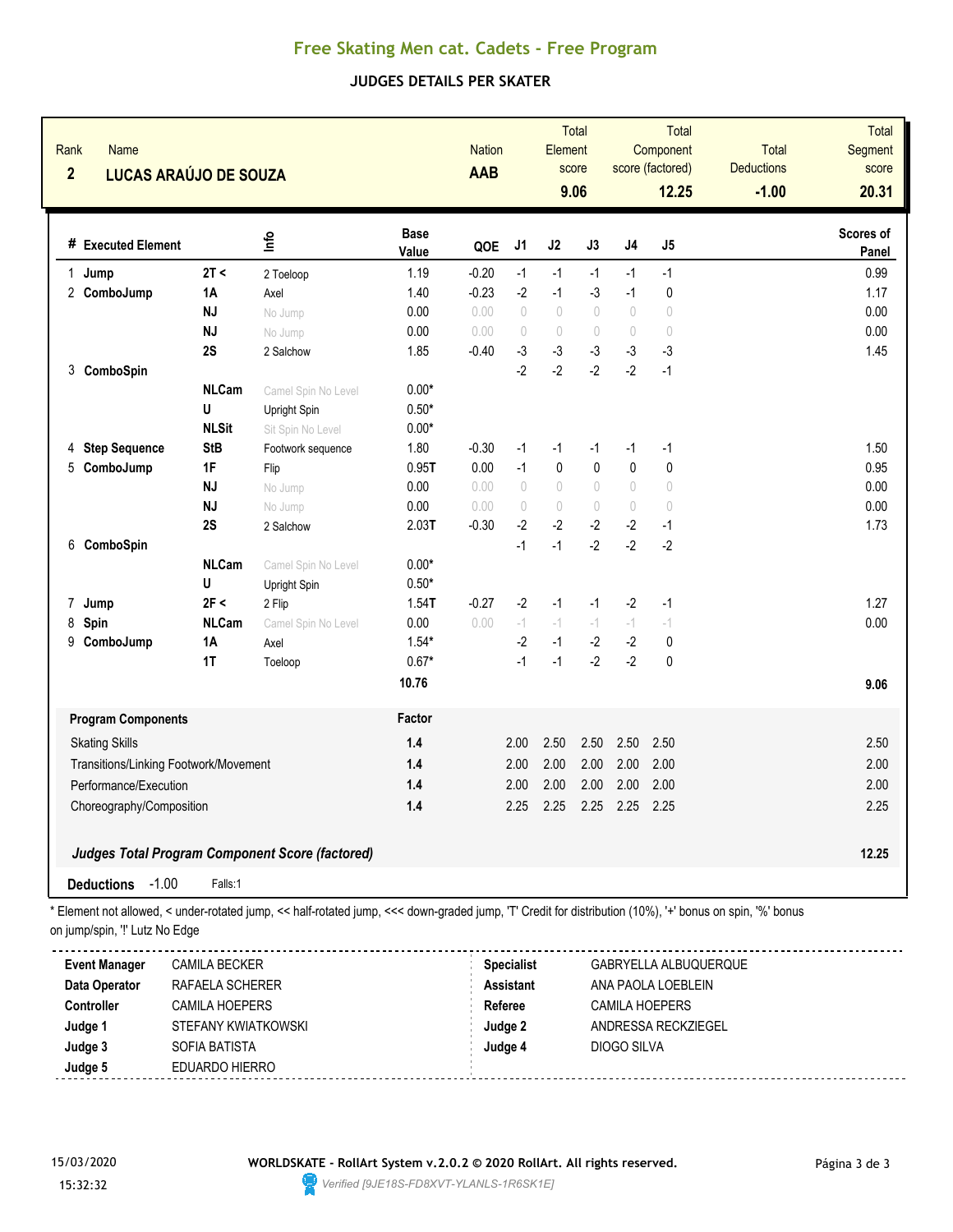# Free Skating Men cat. Cadets - Free Program

## JUDGES DETAILS PER SKATER

| Rank | Name | Nation | Total Element score | Total Component score (factored) | Total Deductions | Total Segment score |
|---|---|---|---|---|---|---|
| 2 | LUCAS ARAÚJO DE SOUZA | AAB | 9.06 | 12.25 | -1.00 | 20.31 |

| # | Executed Element | | Info | Base Value | QOE | J1 | J2 | J3 | J4 | J5 | Scores of Panel |
|---|---|---|---|---|---|---|---|---|---|---|---|
| 1 | Jump | 2T < | 2 Toeloop | 1.19 | -0.20 | -1 | -1 | -1 | -1 | -1 | 0.99 |
| 2 | ComboJump | 1A | Axel | 1.40 | -0.23 | -2 | -1 | -3 | -1 | 0 | 1.17 |
| | | NJ | No Jump | 0.00 | 0.00 | 0 | 0 | 0 | 0 | 0 | 0.00 |
| | | NJ | No Jump | 0.00 | 0.00 | 0 | 0 | 0 | 0 | 0 | 0.00 |
| | | 2S | 2 Salchow | 1.85 | -0.40 | -3 | -3 | -3 | -3 | -3 | 1.45 |
| 3 | ComboSpin | | | | | -2 | -2 | -2 | -2 | -1 | |
| | | NLCam | Camel Spin No Level | 0.00* | | | | | | | |
| | | U | Upright Spin | 0.50* | | | | | | | |
| | | NLSit | Sit Spin No Level | 0.00* | | | | | | | |
| 4 | Step Sequence | StB | Footwork sequence | 1.80 | -0.30 | -1 | -1 | -1 | -1 | -1 | 1.50 |
| 5 | ComboJump | 1F | Flip | 0.95T | 0.00 | -1 | 0 | 0 | 0 | 0 | 0.95 |
| | | NJ | No Jump | 0.00 | 0.00 | 0 | 0 | 0 | 0 | 0 | 0.00 |
| | | NJ | No Jump | 0.00 | 0.00 | 0 | 0 | 0 | 0 | 0 | 0.00 |
| | | 2S | 2 Salchow | 2.03T | -0.30 | -2 | -2 | -2 | -2 | -1 | 1.73 |
| 6 | ComboSpin | | | | | -1 | -1 | -2 | -2 | -2 | |
| | | NLCam | Camel Spin No Level | 0.00* | | | | | | | |
| | | U | Upright Spin | 0.50* | | | | | | | |
| 7 | Jump | 2F < | 2 Flip | 1.54T | -0.27 | -2 | -1 | -1 | -2 | -1 | 1.27 |
| 8 | Spin | NLCam | Camel Spin No Level | 0.00 | 0.00 | -1 | -1 | -1 | -1 | -1 | 0.00 |
| 9 | ComboJump | 1A | Axel | 1.54* | | -2 | -1 | -2 | -2 | 0 | |
| | | 1T | Toeloop | 0.67* | | -1 | -1 | -2 | -2 | 0 | |
| | | | | 10.76 | | | | | | | 9.06 |

| Program Components | Factor | J1 | J2 | J3 | J4 | J5 | |
|---|---|---|---|---|---|---|---|
| Skating Skills | 1.4 | 2.00 | 2.50 | 2.50 | 2.50 | 2.50 | 2.50 |
| Transitions/Linking Footwork/Movement | 1.4 | 2.00 | 2.00 | 2.00 | 2.00 | 2.00 | 2.00 |
| Performance/Execution | 1.4 | 2.00 | 2.00 | 2.00 | 2.00 | 2.00 | 2.00 |
| Choreography/Composition | 1.4 | 2.25 | 2.25 | 2.25 | 2.25 | 2.25 | 2.25 |

***Judges Total Program Component Score (factored)*** **12.25**

**Deductions** -1.00 Falls:1

* Element not allowed, < under-rotated jump, << half-rotated jump, <<< down-graded jump, 'T' Credit for distribution (10%), '+' bonus on spin, '%' bonus on jump/spin, '!' Lutz No Edge

| | | | |
|---|---|---|---|
| **Event Manager** | CAMILA BECKER | **Specialist** | GABRYELLA ALBUQUERQUE |
| **Data Operator** | RAFAELA SCHERER | **Assistant** | ANA PAOLA LOEBLEIN |
| **Controller** | CAMILA HOEPERS | **Referee** | CAMILA HOEPERS |
| **Judge 1** | STEFANY KWIATKOWSKI | **Judge 2** | ANDRESSA RECKZIEGEL |
| **Judge 3** | SOFIA BATISTA | **Judge 4** | DIOGO SILVA |
| **Judge 5** | EDUARDO HIERRO | | |

15/03/2020 15:32:32

**WORLDSKATE - RollArt System v.2.0.2 © 2020 RollArt. All rights reserved.**

*Verified [9JE18S-FD8XVT-YLANLS-1R6SK1E]*